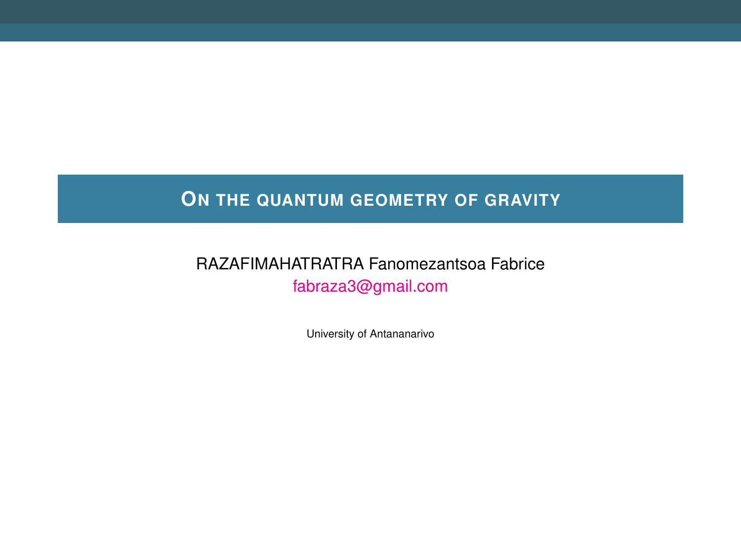# On the quantum geometry of gravity

RAZAFIMAHATRATRA Fanomezantsoa Fabrice

fabraza3@gmail.com

University of Antananarivo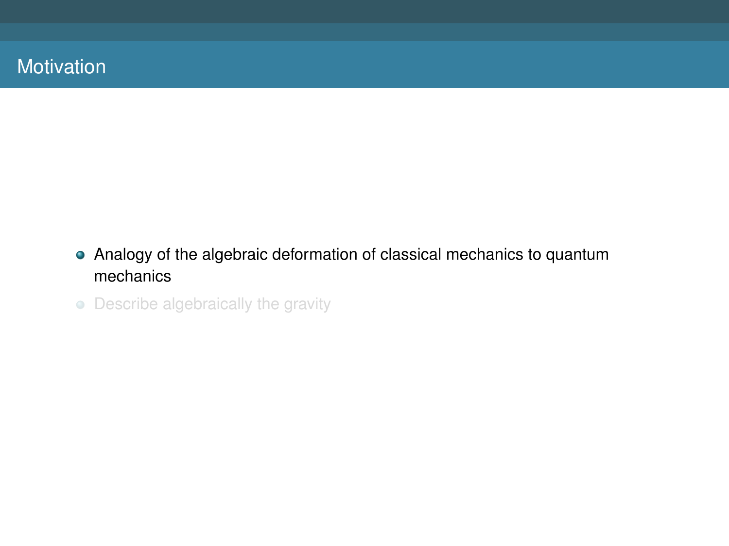# Motivation

- Analogy of the algebraic deformation of classical mechanics to quantum mechanics
- Describe algebraically the gravity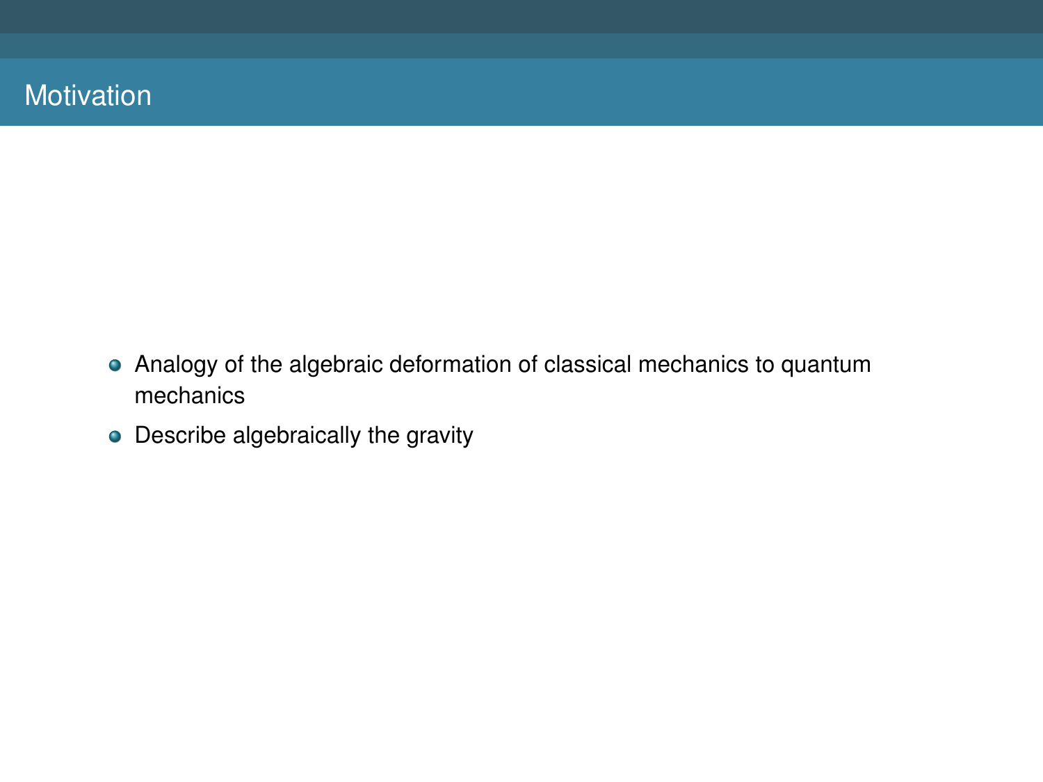# Motivation

- Analogy of the algebraic deformation of classical mechanics to quantum mechanics
- Describe algebraically the gravity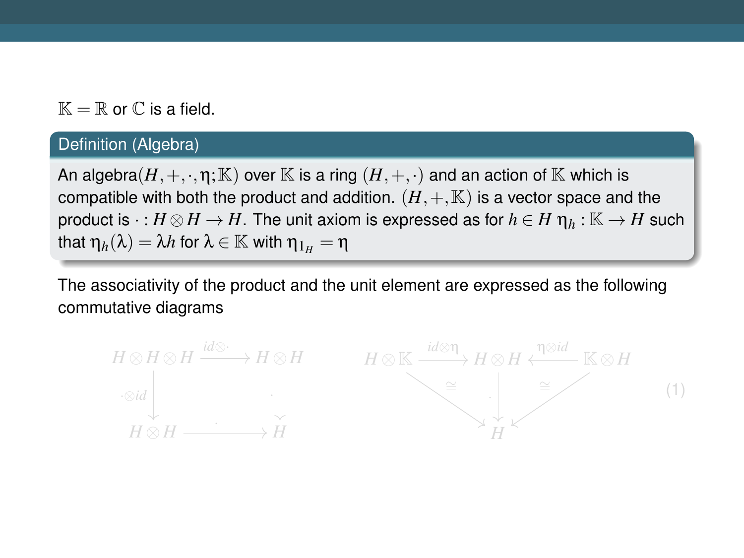$\mathbb{K} = \mathbb{R}$ or $\mathbb{C}$ is a field.

**Definition (Algebra)**

An algebra$(H, +, \cdot, \eta; \mathbb{K})$ over $\mathbb{K}$ is a ring $(H, +, \cdot)$ and an action of $\mathbb{K}$ which is compatible with both the product and addition. $(H, +, \mathbb{K})$ is a vector space and the product is $\cdot : H \otimes H \to H$. The unit axiom is expressed as for $h \in H$ $\eta_h : \mathbb{K} \to H$ such that $\eta_h(\lambda) = \lambda h$ for $\lambda \in \mathbb{K}$ with $\eta_{1_H} = \eta$

The associativity of the product and the unit element are expressed as the following commutative diagrams

$$
\begin{array}{ccc}
H \otimes H \otimes H & \xrightarrow{id \otimes \cdot} & H \otimes H \\
\downarrow{\scriptstyle \cdot \otimes id} & & \downarrow{\scriptstyle \cdot} \\
H \otimes H & \xrightarrow{\quad \cdot \quad} & H
\end{array}
\qquad
\begin{array}{ccccc}
H \otimes \mathbb{K} & \xrightarrow{id \otimes \eta} & H \otimes H & \xleftarrow{\eta \otimes id} & \mathbb{K} \otimes H \\
& {\scriptstyle \cong} \searrow & \downarrow{\scriptstyle \cdot} & \swarrow {\scriptstyle \cong} & \\
& & H & &
\end{array}
\tag{1}
$$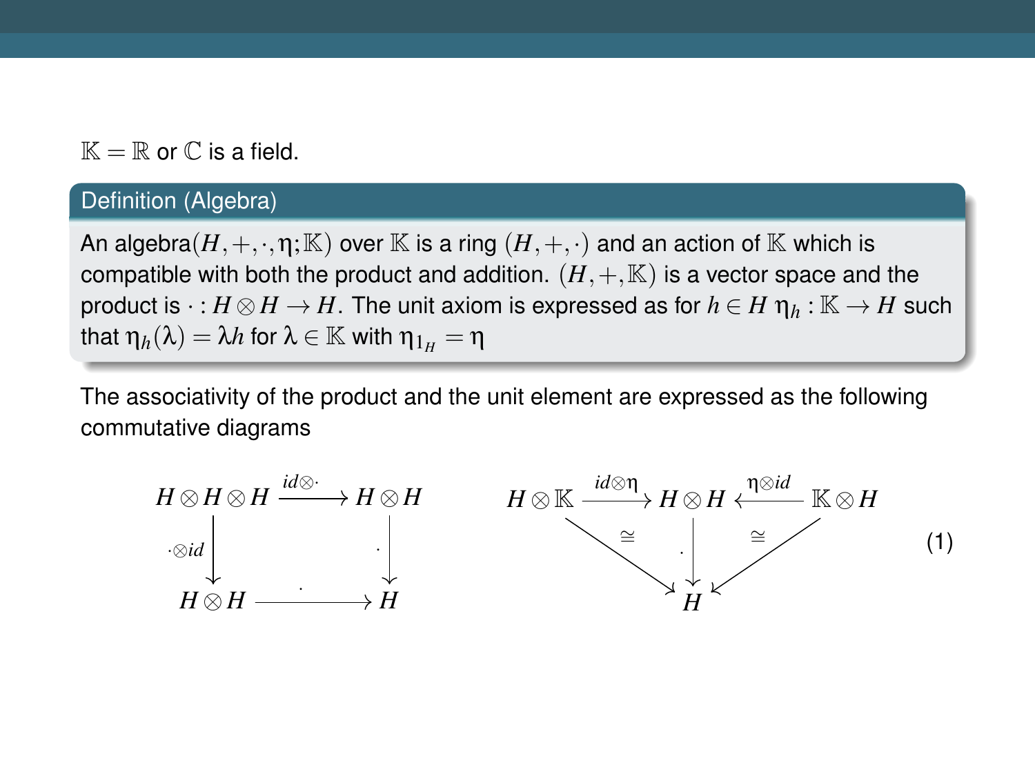$\mathbb{K} = \mathbb{R}$ or $\mathbb{C}$ is a field.

**Definition (Algebra)**

An algebra$(H, +, \cdot, \eta; \mathbb{K})$ over $\mathbb{K}$ is a ring $(H, +, \cdot)$ and an action of $\mathbb{K}$ which is compatible with both the product and addition. $(H, +, \mathbb{K})$ is a vector space and the product is $\cdot : H \otimes H \to H$. The unit axiom is expressed as for $h \in H$ $\eta_h : \mathbb{K} \to H$ such that $\eta_h(\lambda) = \lambda h$ for $\lambda \in \mathbb{K}$ with $\eta_{1_H} = \eta$

The associativity of the product and the unit element are expressed as the following commutative diagrams

$$
\begin{array}{ccc}
H \otimes H \otimes H & \xrightarrow{id \otimes \cdot} & H \otimes H \\
\downarrow{\scriptstyle \cdot \otimes id} & & \downarrow{\scriptstyle \cdot} \\
H \otimes H & \xrightarrow{\quad \cdot \quad} & H
\end{array}
\qquad
\begin{array}{ccccc}
H \otimes \mathbb{K} & \xrightarrow{id \otimes \eta} & H \otimes H & \xleftarrow{\eta \otimes id} & \mathbb{K} \otimes H \\
& \searrow{\scriptstyle \cong} & \downarrow{\scriptstyle \cdot} & \swarrow{\scriptstyle \cong} & \\
& & H & &
\end{array}
\tag{1}
$$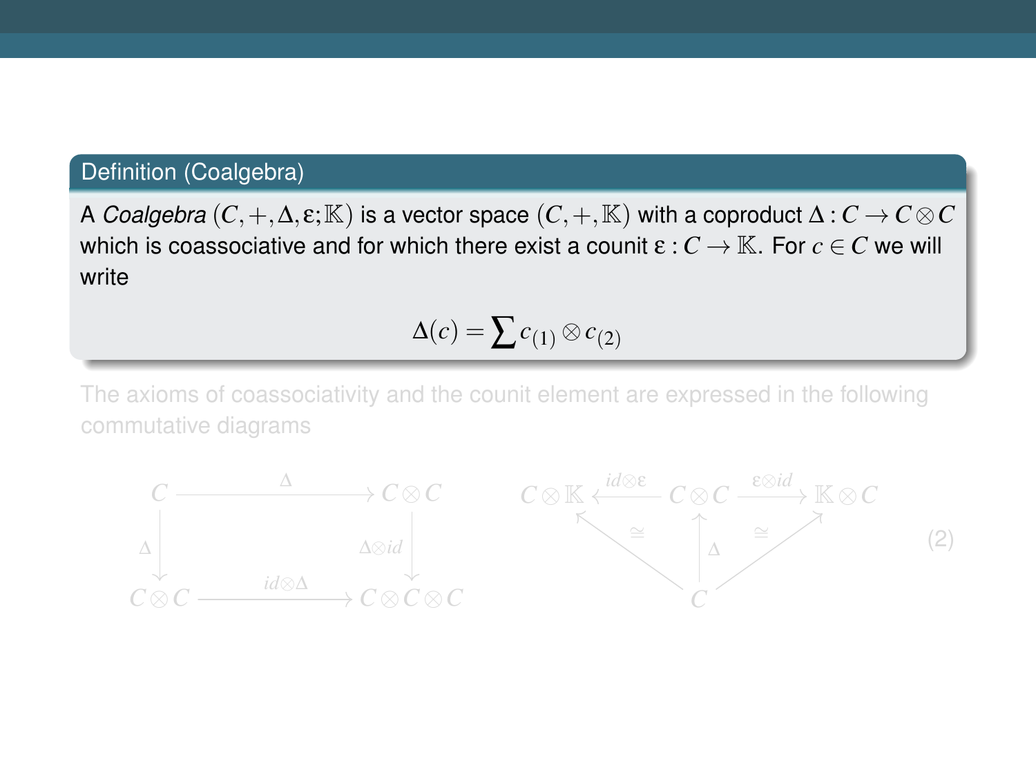**Definition (Coalgebra)**

A *Coalgebra* $(C,+,\Delta,\varepsilon;\mathbb{K})$ is a vector space $(C,+,\mathbb{K})$ with a coproduct $\Delta : C \to C \otimes C$ which is coassociative and for which there exist a counit $\varepsilon : C \to \mathbb{K}$. For $c \in C$ we will write

$$\Delta(c) = \sum c_{(1)} \otimes c_{(2)}$$

The axioms of coassociativity and the counit element are expressed in the following commutative diagrams

$$\begin{array}{ccc} C & \xrightarrow{\Delta} & C \otimes C \\ \downarrow{\scriptstyle \Delta} & & \downarrow{\scriptstyle \Delta \otimes id} \\ C \otimes C & \xrightarrow{id \otimes \Delta} & C \otimes C \otimes C \end{array} \qquad \begin{array}{ccccc} C \otimes \mathbb{K} & \xleftarrow{id \otimes \varepsilon} & C \otimes C & \xrightarrow{\varepsilon \otimes id} & \mathbb{K} \otimes C \\ & {\scriptstyle \cong} \nwarrow & \uparrow{\scriptstyle \Delta} & \nearrow {\scriptstyle \cong} & \\ & & C & & \end{array} \tag{2}$$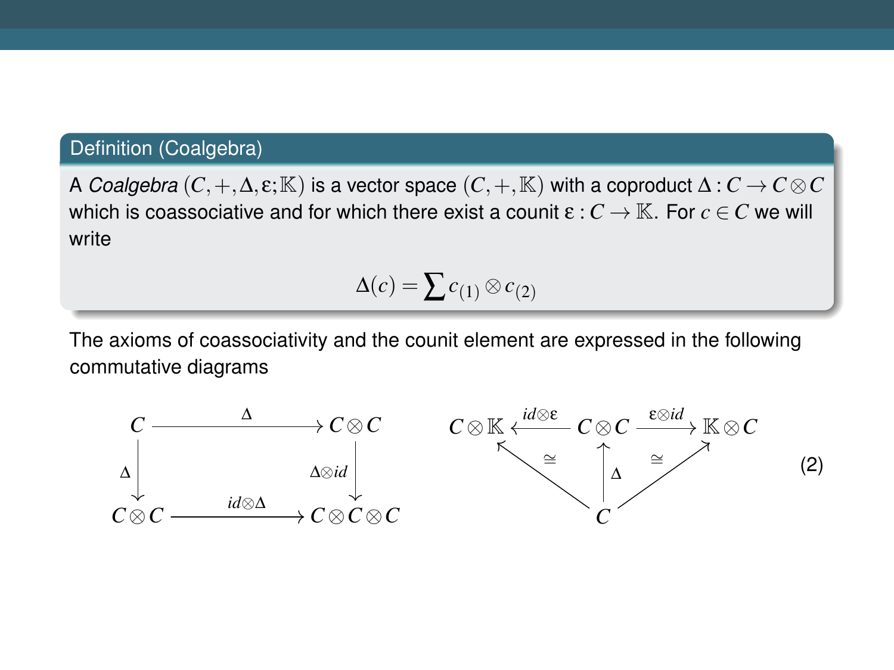**Definition (Coalgebra)**

A *Coalgebra* $(C, +, \Delta, \varepsilon; \mathbb{K})$ is a vector space $(C, +, \mathbb{K})$ with a coproduct $\Delta : C \to C \otimes C$ which is coassociative and for which there exist a counit $\varepsilon : C \to \mathbb{K}$. For $c \in C$ we will write

$$\Delta(c) = \sum c_{(1)} \otimes c_{(2)}$$

The axioms of coassociativity and the counit element are expressed in the following commutative diagrams

$$
\begin{array}{ccc}
C & \xrightarrow{\Delta} & C \otimes C \\
{\scriptstyle \Delta}\downarrow & & \downarrow{\scriptstyle \Delta \otimes id} \\
C \otimes C & \xrightarrow{id \otimes \Delta} & C \otimes C \otimes C
\end{array}
\qquad
\begin{array}{ccccc}
C \otimes \mathbb{K} & \xleftarrow{id \otimes \varepsilon} & C \otimes C & \xrightarrow{\varepsilon \otimes id} & \mathbb{K} \otimes C \\
 & {\scriptstyle \cong}\nwarrow & \uparrow{\scriptstyle \Delta} & \nearrow{\scriptstyle \cong} & \\
 & & C & &
\end{array}
\tag{2}
$$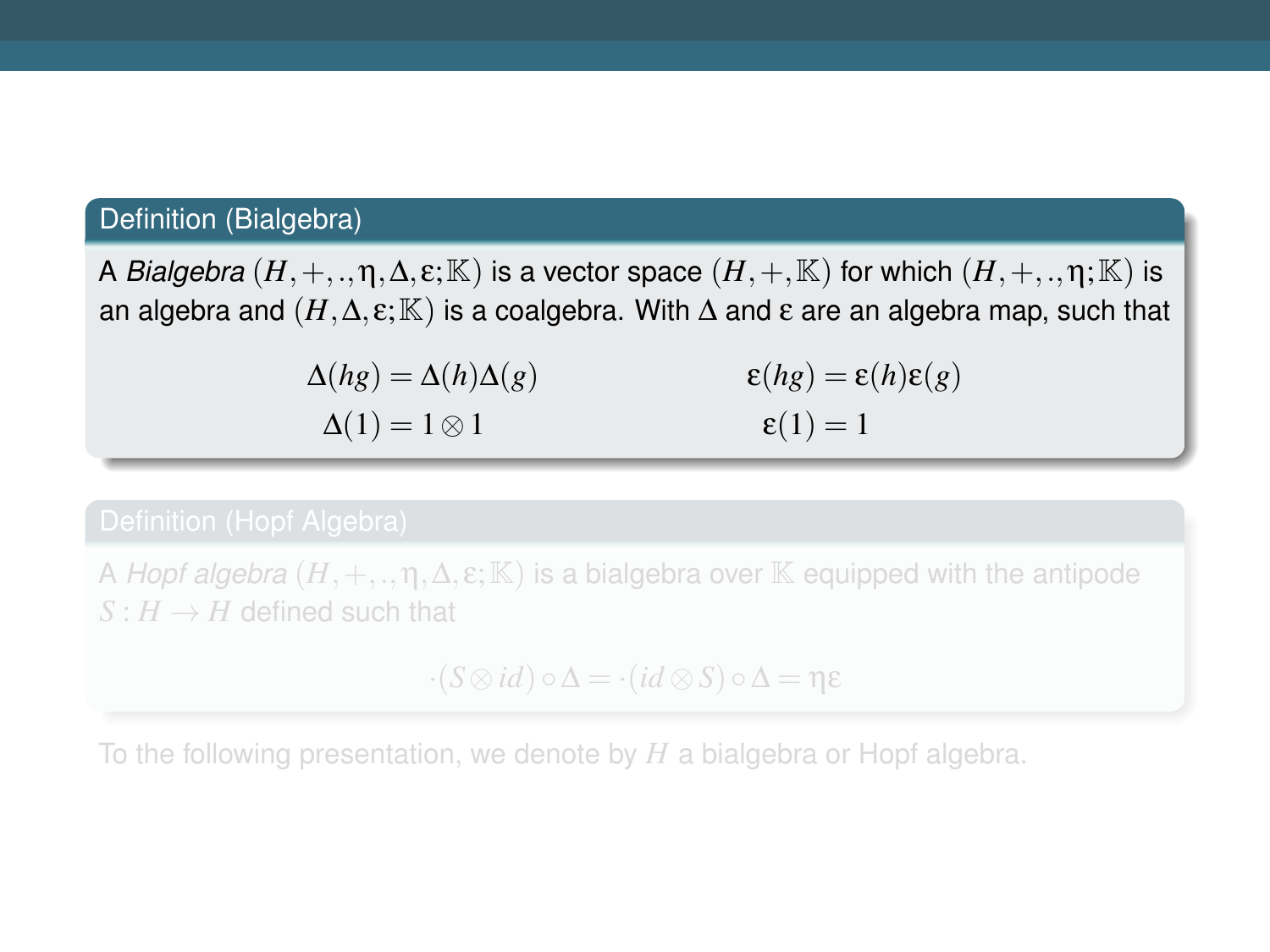**Definition (Bialgebra)**

A *Bialgebra* $(H,+,.,\eta,\Delta,\varepsilon;\mathbb{K})$ is a vector space $(H,+,\mathbb{K})$ for which $(H,+,.,\eta;\mathbb{K})$ is an algebra and $(H,\Delta,\varepsilon;\mathbb{K})$ is a coalgebra. With $\Delta$ and $\varepsilon$ are an algebra map, such that

$$\Delta(hg) = \Delta(h)\Delta(g) \qquad \varepsilon(hg) = \varepsilon(h)\varepsilon(g)$$

$$\Delta(1) = 1 \otimes 1 \qquad \varepsilon(1) = 1$$

**Definition (Hopf Algebra)**

A *Hopf algebra* $(H,+,.,\eta,\Delta,\varepsilon;\mathbb{K})$ is a bialgebra over $\mathbb{K}$ equipped with the antipode $S : H \to H$ defined such that

$$\cdot(S \otimes id) \circ \Delta = \cdot(id \otimes S) \circ \Delta = \eta\varepsilon$$

To the following presentation, we denote by $H$ a bialgebra or Hopf algebra.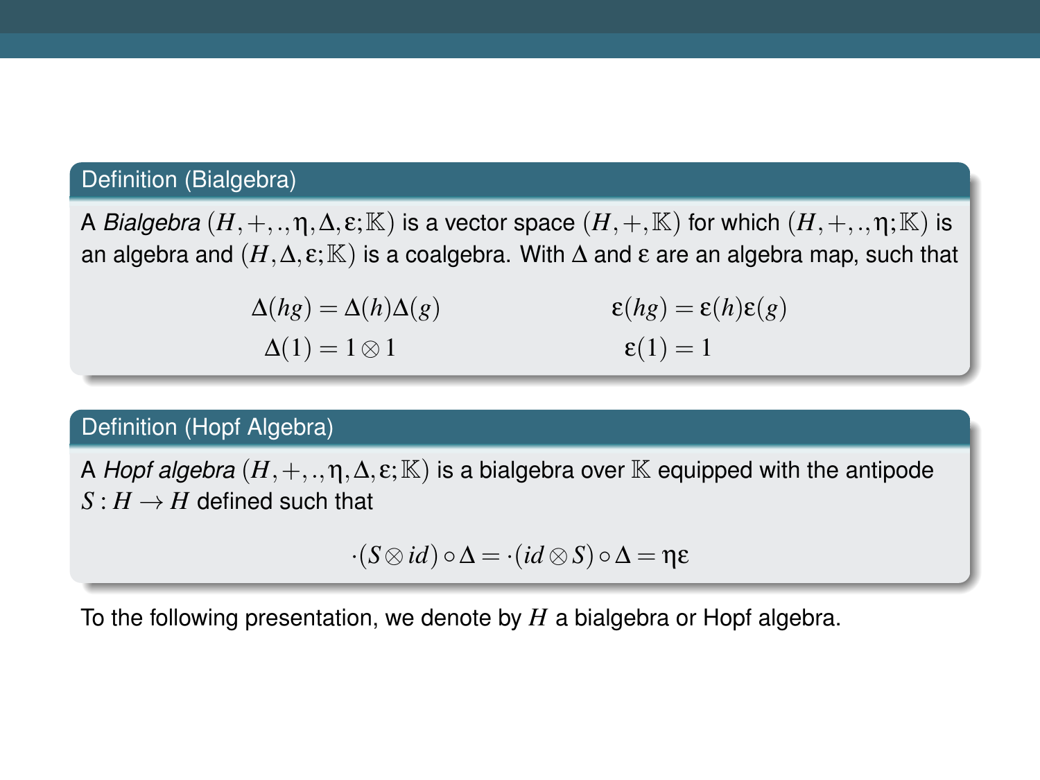**Definition (Bialgebra)**

A *Bialgebra* $(H,+,.,\eta,\Delta,\varepsilon;\mathbb{K})$ is a vector space $(H,+,\mathbb{K})$ for which $(H,+,.,\eta;\mathbb{K})$ is an algebra and $(H,\Delta,\varepsilon;\mathbb{K})$ is a coalgebra. With $\Delta$ and $\varepsilon$ are an algebra map, such that

$$\Delta(hg) = \Delta(h)\Delta(g) \qquad \varepsilon(hg) = \varepsilon(h)\varepsilon(g)$$

$$\Delta(1) = 1 \otimes 1 \qquad \varepsilon(1) = 1$$

**Definition (Hopf Algebra)**

A *Hopf algebra* $(H,+,.,\eta,\Delta,\varepsilon;\mathbb{K})$ is a bialgebra over $\mathbb{K}$ equipped with the antipode $S : H \to H$ defined such that

$$\cdot(S \otimes id) \circ \Delta = \cdot(id \otimes S) \circ \Delta = \eta\varepsilon$$

To the following presentation, we denote by $H$ a bialgebra or Hopf algebra.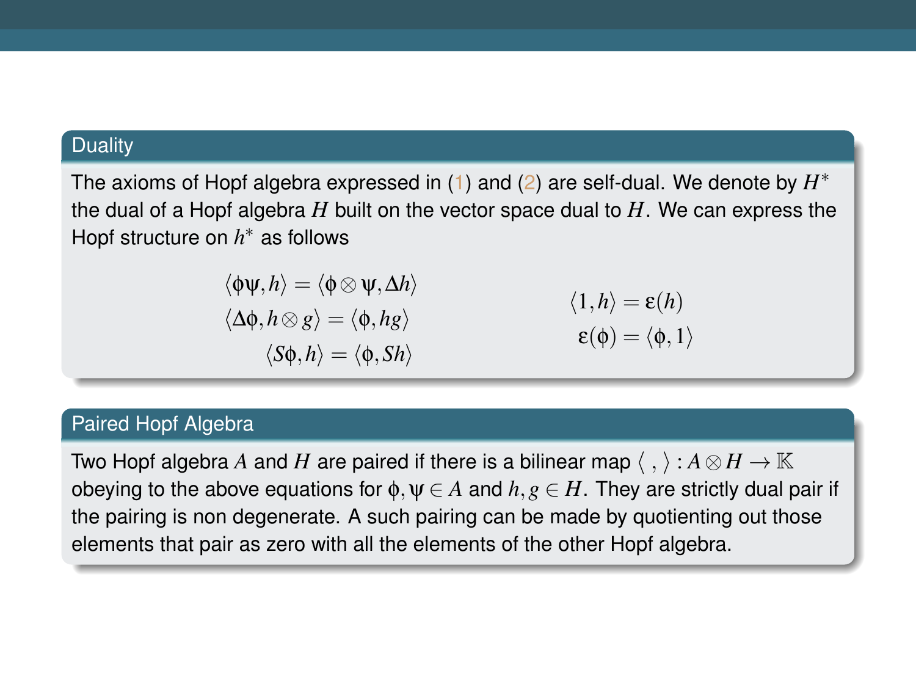## Duality

The axioms of Hopf algebra expressed in (1) and (2) are self-dual. We denote by $H^*$ the dual of a Hopf algebra $H$ built on the vector space dual to $H$. We can express the Hopf structure on $h^*$ as follows

$$
\begin{aligned}
\langle \phi\psi, h\rangle &= \langle \phi \otimes \psi, \Delta h\rangle \\
\langle \Delta\phi, h \otimes g\rangle &= \langle \phi, hg\rangle \\
\langle S\phi, h\rangle &= \langle \phi, Sh\rangle
\end{aligned}
\qquad\qquad
\begin{aligned}
\langle 1, h\rangle &= \varepsilon(h) \\
\varepsilon(\phi) &= \langle \phi, 1\rangle
\end{aligned}
$$

## Paired Hopf Algebra

Two Hopf algebra $A$ and $H$ are paired if there is a bilinear map $\langle\ ,\ \rangle : A \otimes H \to \mathbb{K}$ obeying to the above equations for $\phi, \psi \in A$ and $h, g \in H$. They are strictly dual pair if the pairing is non degenerate. A such pairing can be made by quotienting out those elements that pair as zero with all the elements of the other Hopf algebra.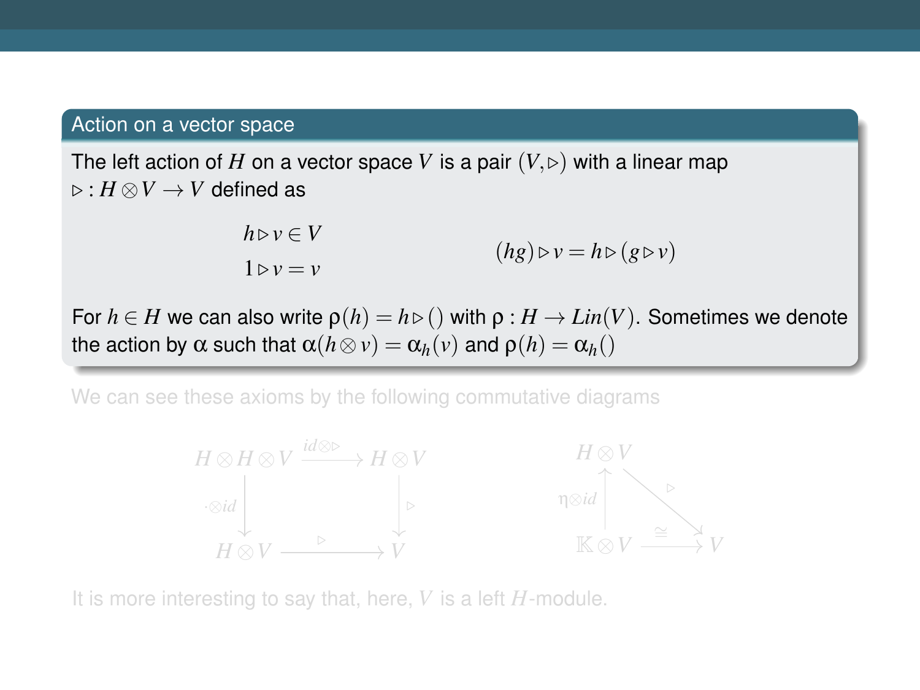## Action on a vector space

The left action of $H$ on a vector space $V$ is a pair $(V, \triangleright)$ with a linear map $\triangleright : H \otimes V \to V$ defined as

$$h \triangleright v \in V \qquad (hg) \triangleright v = h \triangleright (g \triangleright v)$$

$$1 \triangleright v = v$$

For $h \in H$ we can also write $\rho(h) = h \triangleright ()$ with $\rho : H \to Lin(V)$. Sometimes we denote the action by $\alpha$ such that $\alpha(h \otimes v) = \alpha_h(v)$ and $\rho(h) = \alpha_h()$

We can see these axioms by the following commutative diagrams

$$\begin{array}{ccc} H \otimes H \otimes V & \xrightarrow{id \otimes \triangleright} & H \otimes V \\ \downarrow{\cdot \otimes id} & & \downarrow{\triangleright} \\ H \otimes V & \xrightarrow{\triangleright} & V \end{array}$$

$$\begin{array}{ccc} H \otimes V & & \\ \uparrow{\eta \otimes id} & \searrow{\triangleright} & \\ \mathbb{K} \otimes V & \xrightarrow{\cong} & V \end{array}$$

It is more interesting to say that, here, $V$ is a left $H$-module.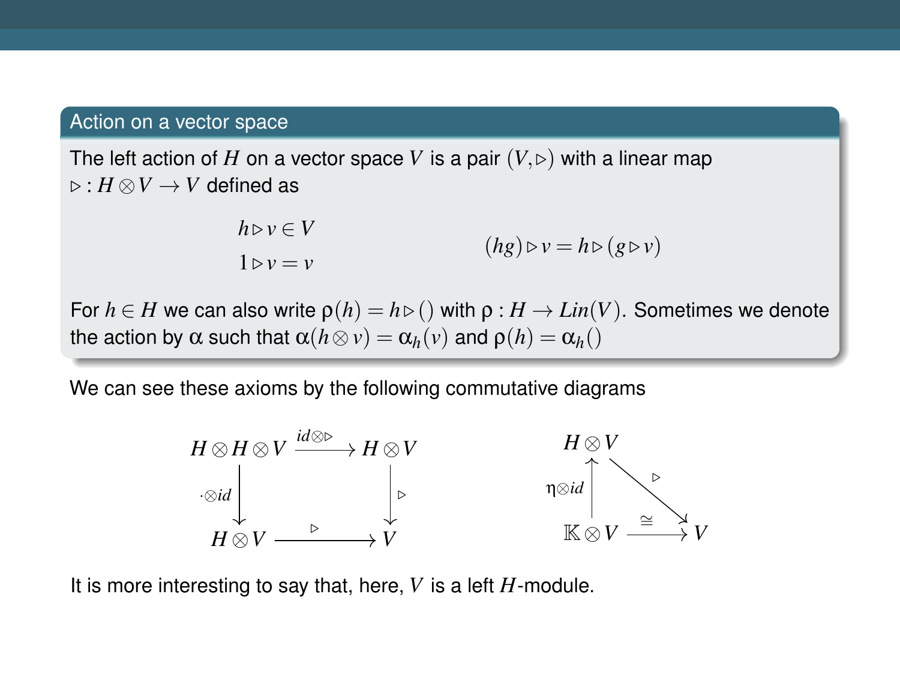### Action on a vector space

The left action of $H$ on a vector space $V$ is a pair $(V, \triangleright)$ with a linear map $\triangleright : H \otimes V \to V$ defined as

$$h \triangleright v \in V \qquad\qquad (hg) \triangleright v = h \triangleright (g \triangleright v)$$

$$1 \triangleright v = v$$

For $h \in H$ we can also write $\rho(h) = h \triangleright ()$ with $\rho : H \to Lin(V)$. Sometimes we denote the action by $\alpha$ such that $\alpha(h \otimes v) = \alpha_h(v)$ and $\rho(h) = \alpha_h()$

We can see these axioms by the following commutative diagrams

$$\begin{array}{ccc} H \otimes H \otimes V & \xrightarrow{id \otimes \triangleright} & H \otimes V \\ \downarrow{\cdot \otimes id} & & \downarrow{\triangleright} \\ H \otimes V & \xrightarrow{\triangleright} & V \end{array} \qquad\qquad \begin{array}{ccc} H \otimes V & & \\ \uparrow{\eta \otimes id} & \searrow{\triangleright} & \\ \mathbb{K} \otimes V & \xrightarrow{\cong} & V \end{array}$$

It is more interesting to say that, here, $V$ is a left $H$-module.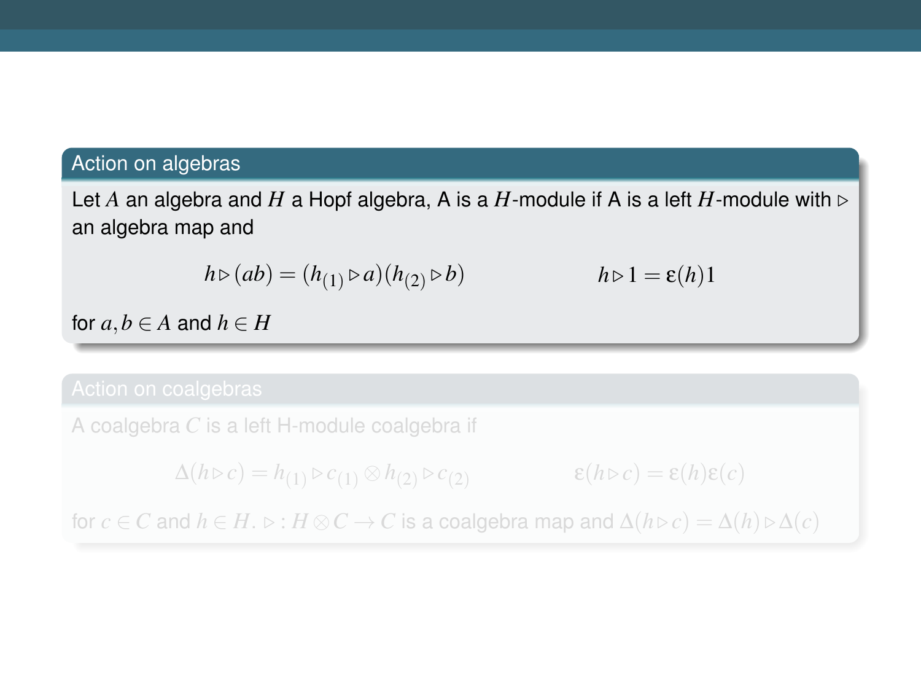### Action on algebras

Let $A$ an algebra and $H$ a Hopf algebra, A is a $H$-module if A is a left $H$-module with $\triangleright$ an algebra map and

$$h \triangleright (ab) = (h_{(1)} \triangleright a)(h_{(2)} \triangleright b) \qquad\qquad h \triangleright 1 = \varepsilon(h)1$$

for $a, b \in A$ and $h \in H$

### Action on coalgebras

A coalgebra $C$ is a left H-module coalgebra if

$$\Delta(h \triangleright c) = h_{(1)} \triangleright c_{(1)} \otimes h_{(2)} \triangleright c_{(2)} \qquad\qquad \varepsilon(h \triangleright c) = \varepsilon(h)\varepsilon(c)$$

for $c \in C$ and $h \in H$. $\triangleright : H \otimes C \to C$ is a coalgebra map and $\Delta(h \triangleright c) = \Delta(h) \triangleright \Delta(c)$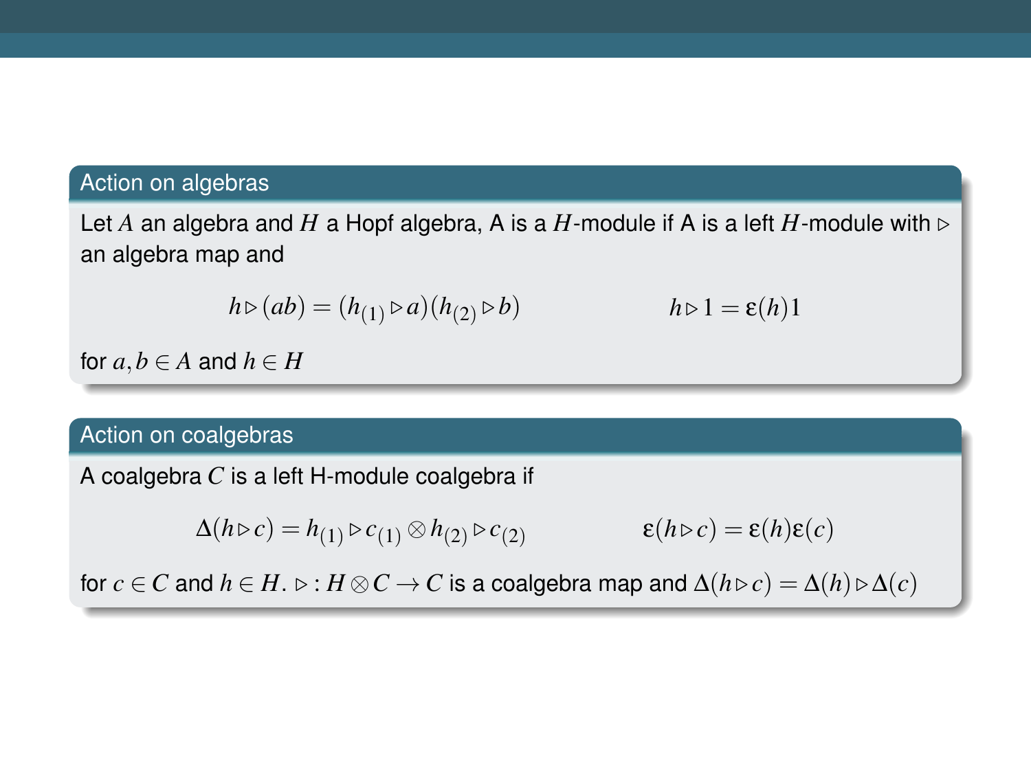### Action on algebras

Let $A$ an algebra and $H$ a Hopf algebra, A is a $H$-module if A is a left $H$-module with $\triangleright$ an algebra map and

$$h \triangleright (ab) = (h_{(1)} \triangleright a)(h_{(2)} \triangleright b) \qquad\qquad h \triangleright 1 = \varepsilon(h)1$$

for $a, b \in A$ and $h \in H$

### Action on coalgebras

A coalgebra $C$ is a left H-module coalgebra if

$$\Delta(h \triangleright c) = h_{(1)} \triangleright c_{(1)} \otimes h_{(2)} \triangleright c_{(2)} \qquad\qquad \varepsilon(h \triangleright c) = \varepsilon(h)\varepsilon(c)$$

for $c \in C$ and $h \in H$. $\triangleright : H \otimes C \to C$ is a coalgebra map and $\Delta(h \triangleright c) = \Delta(h) \triangleright \Delta(c)$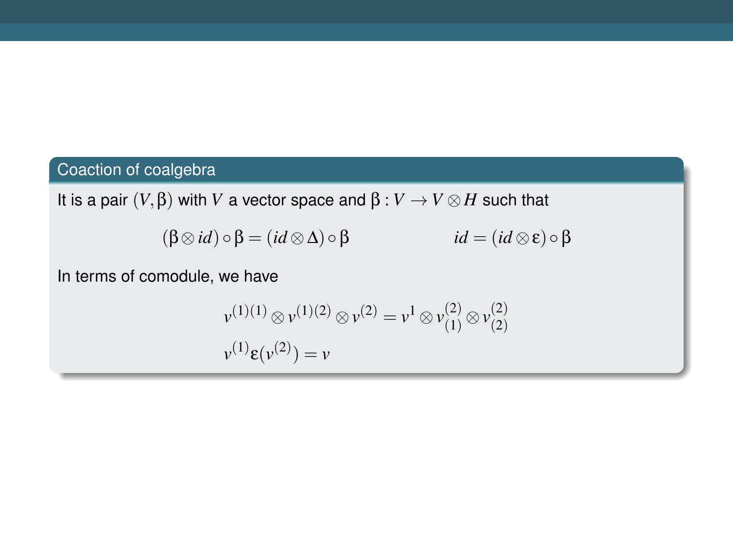### Coaction of coalgebra

It is a pair $(V, \beta)$ with $V$ a vector space and $\beta : V \to V \otimes H$ such that

$$(\beta \otimes id) \circ \beta = (id \otimes \Delta) \circ \beta \qquad\qquad id = (id \otimes \varepsilon) \circ \beta$$

In terms of comodule, we have

$$v^{(1)(1)} \otimes v^{(1)(2)} \otimes v^{(2)} = v^1 \otimes v^{(2)}_{(1)} \otimes v^{(2)}_{(2)}$$

$$v^{(1)} \varepsilon(v^{(2)}) = v$$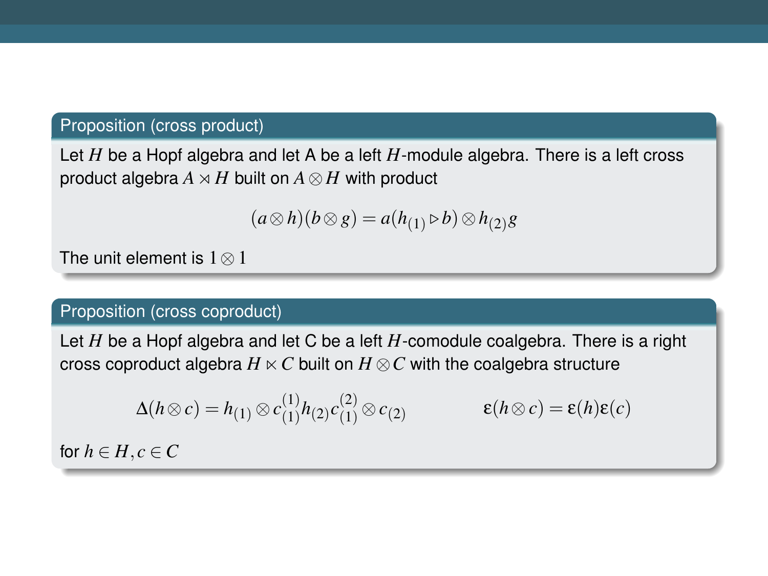**Proposition (cross product)**

Let $H$ be a Hopf algebra and let A be a left $H$-module algebra. There is a left cross product algebra $A \rtimes H$ built on $A \otimes H$ with product

$$(a \otimes h)(b \otimes g) = a(h_{(1)} \triangleright b) \otimes h_{(2)}g$$

The unit element is $1 \otimes 1$

**Proposition (cross coproduct)**

Let $H$ be a Hopf algebra and let C be a left $H$-comodule coalgebra. There is a right cross coproduct algebra $H \ltimes C$ built on $H \otimes C$ with the coalgebra structure

$$\Delta(h \otimes c) = h_{(1)} \otimes c_{(1)}^{(1)} h_{(2)} c_{(1)}^{(2)} \otimes c_{(2)} \qquad \varepsilon(h \otimes c) = \varepsilon(h)\varepsilon(c)$$

for $h \in H, c \in C$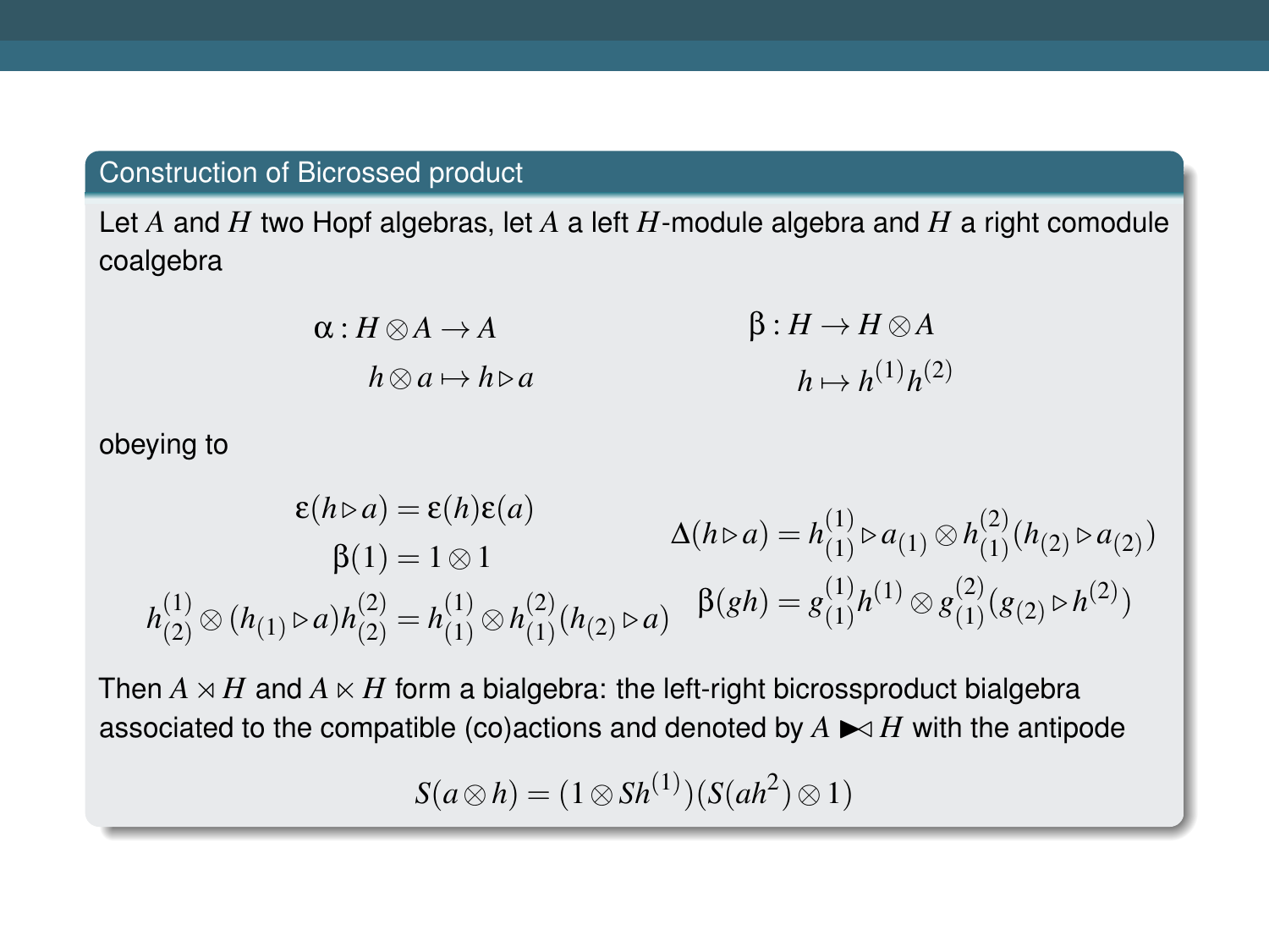## Construction of Bicrossed product

Let $A$ and $H$ two Hopf algebras, let $A$ a left $H$-module algebra and $H$ a right comodule coalgebra

$$\alpha : H \otimes A \to A \qquad\qquad \beta : H \to H \otimes A$$

$$h \otimes a \mapsto h \triangleright a \qquad\qquad h \mapsto h^{(1)} h^{(2)}$$

obeying to

$$\varepsilon(h \triangleright a) = \varepsilon(h)\varepsilon(a)$$

$$\beta(1) = 1 \otimes 1$$

$$h_{(2)}^{(1)} \otimes (h_{(1)} \triangleright a) h_{(2)}^{(2)} = h_{(1)}^{(1)} \otimes h_{(1)}^{(2)} (h_{(2)} \triangleright a)$$

$$\Delta(h \triangleright a) = h_{(1)}^{(1)} \triangleright a_{(1)} \otimes h_{(1)}^{(2)} (h_{(2)} \triangleright a_{(2)})$$

$$\beta(gh) = g_{(1)}^{(1)} h^{(1)} \otimes g_{(1)}^{(2)} (g_{(2)} \triangleright h^{(2)})$$

Then $A \rtimes H$ and $A \ltimes H$ form a bialgebra: the left-right bicrossproduct bialgebra associated to the compatible (co)actions and denoted by $A \blacktriangleright\!\!\triangleleft H$ with the antipode

$$S(a \otimes h) = (1 \otimes Sh^{(1)})(S(ah^{2}) \otimes 1)$$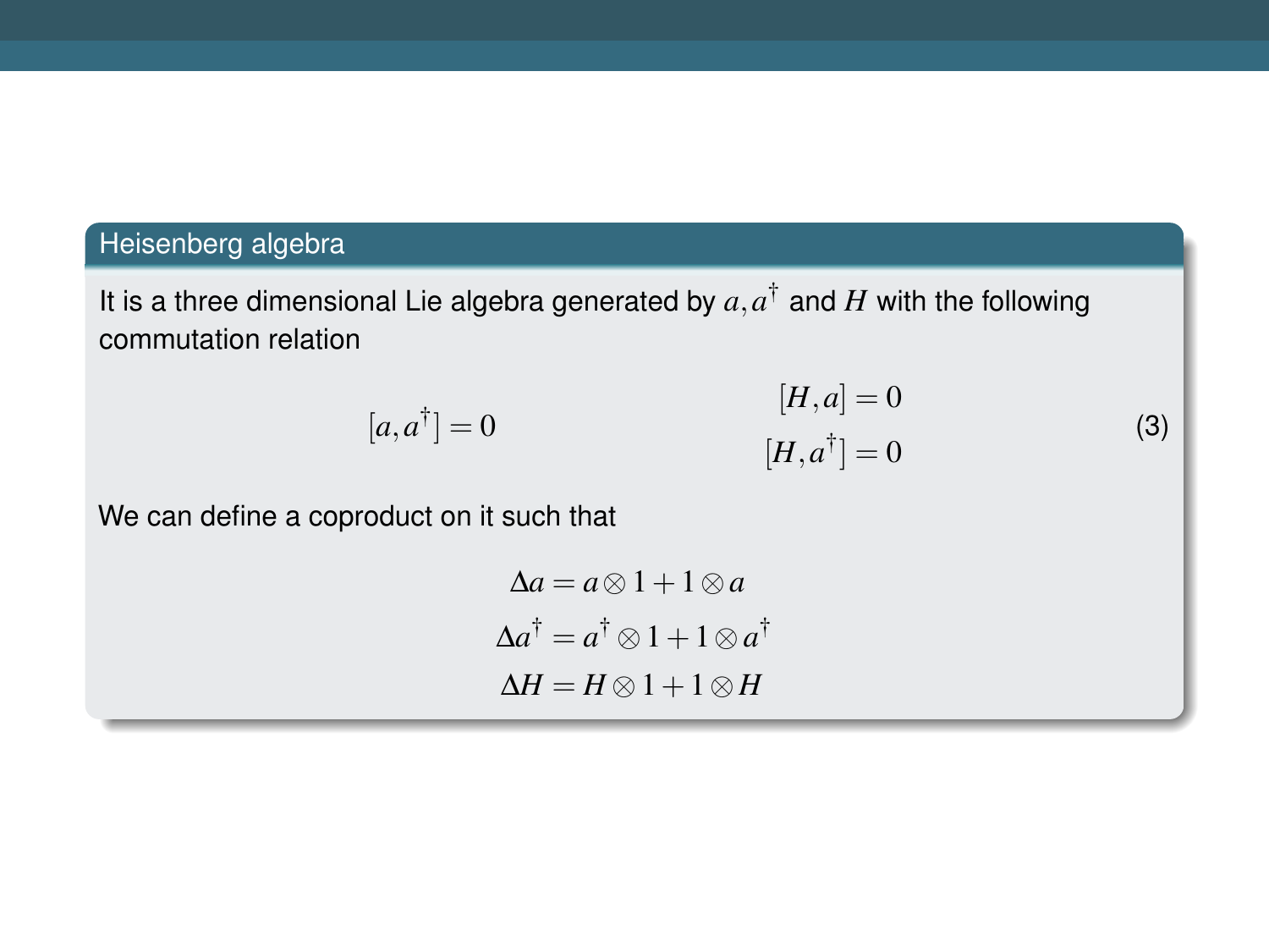## Heisenberg algebra

It is a three dimensional Lie algebra generated by $a, a^{\dagger}$ and $H$ with the following commutation relation

$$[a, a^{\dagger}] = 0 \qquad \begin{aligned} [H, a] &= 0 \\ [H, a^{\dagger}] &= 0 \end{aligned} \tag{3}$$

We can define a coproduct on it such that

$$\begin{aligned} \Delta a &= a \otimes 1 + 1 \otimes a \\ \Delta a^{\dagger} &= a^{\dagger} \otimes 1 + 1 \otimes a^{\dagger} \\ \Delta H &= H \otimes 1 + 1 \otimes H \end{aligned}$$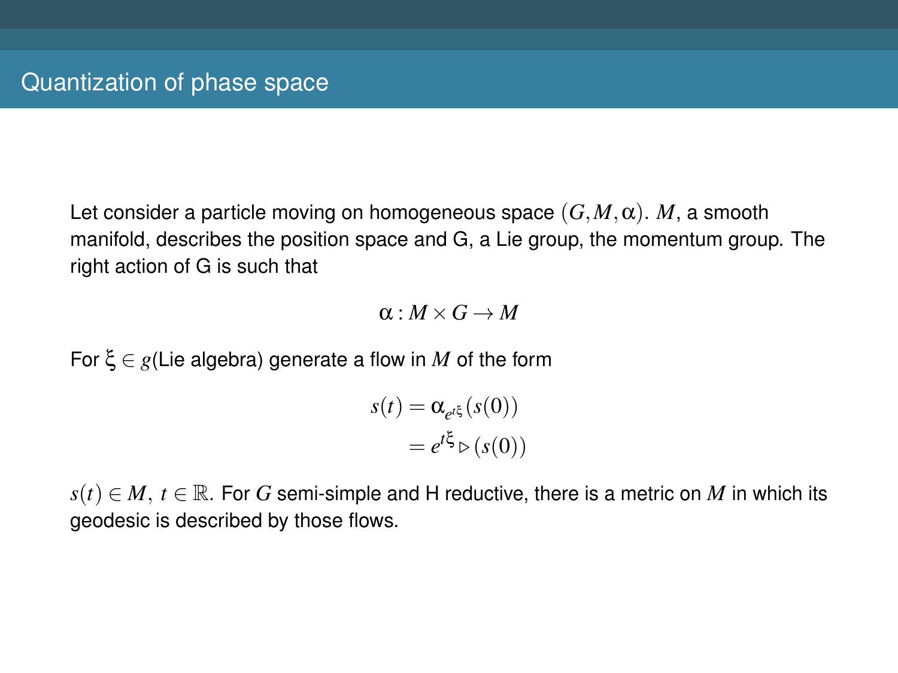# Quantization of phase space

Let consider a particle moving on homogeneous space $(G, M, \alpha)$. $M$, a smooth manifold, describes the position space and G, a Lie group, the momentum group. The right action of G is such that

$$\alpha : M \times G \to M$$

For $\xi \in g$(Lie algebra) generate a flow in $M$ of the form

$$\begin{aligned} s(t) &= \alpha_{e^{t\xi}}(s(0)) \\ &= e^{t\xi} \triangleright (s(0)) \end{aligned}$$

$s(t) \in M,\ t \in \mathbb{R}$. For $G$ semi-simple and H reductive, there is a metric on $M$ in which its geodesic is described by those flows.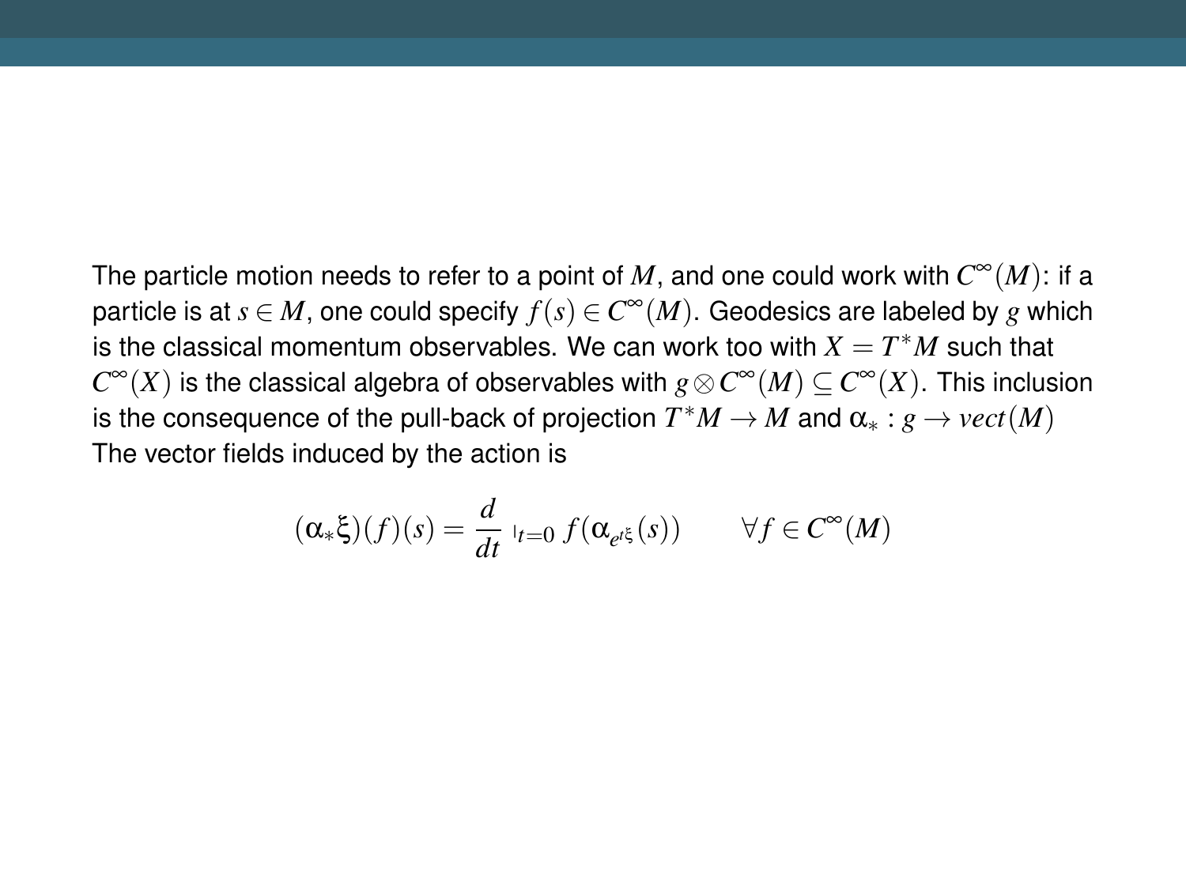The particle motion needs to refer to a point of $M$, and one could work with $C^{\infty}(M)$: if a particle is at $s \in M$, one could specify $f(s) \in C^{\infty}(M)$. Geodesics are labeled by $g$ which is the classical momentum observables. We can work too with $X = T^*M$ such that $C^{\infty}(X)$ is the classical algebra of observables with $g \otimes C^{\infty}(M) \subseteq C^{\infty}(X)$. This inclusion is the consequence of the pull-back of projection $T^*M \to M$ and $\alpha_* : g \to vect(M)$

The vector fields induced by the action is

$$(\alpha_* \xi)(f)(s) = \frac{d}{dt} \mid_{t=0} f(\alpha_{e^{t\xi}}(s)) \qquad \forall f \in C^{\infty}(M)$$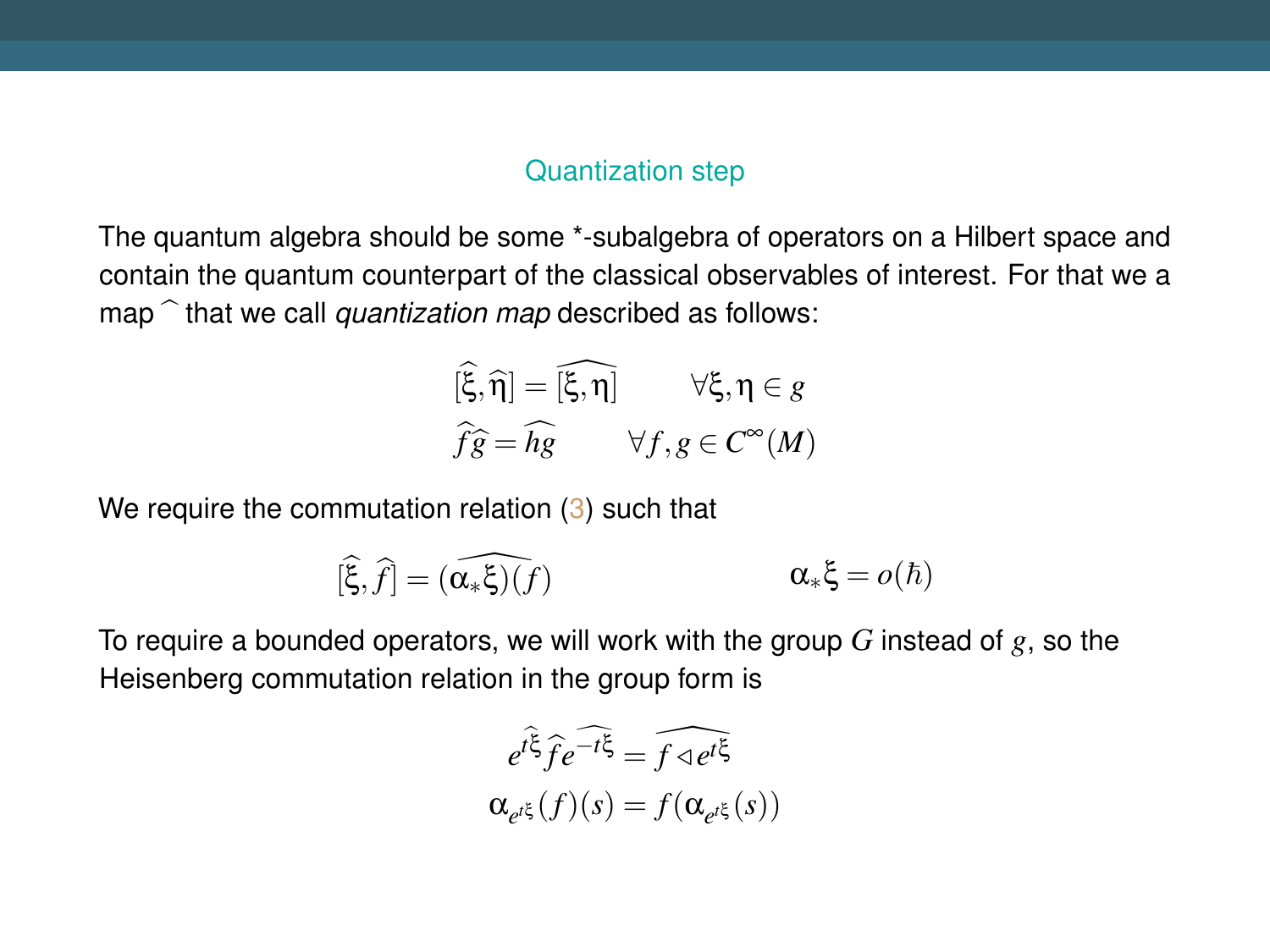### Quantization step

The quantum algebra should be some *-subalgebra of operators on a Hilbert space and contain the quantum counterpart of the classical observables of interest. For that we a map $\widehat{\ }$ that we call *quantization map* described as follows:

$$
[\widehat{\xi}, \widehat{\eta}] = \widehat{[\xi, \eta]} \qquad \forall \xi, \eta \in g
$$
$$
\widehat{f}\widehat{g} = \widehat{hg} \qquad \forall f, g \in C^{\infty}(M)
$$

We require the commutation relation (3) such that

$$
[\widehat{\xi}, \widehat{f}] = \widehat{(\alpha_* \xi)(f)} \qquad\qquad \alpha_* \xi = o(\hbar)
$$

To require a bounded operators, we will work with the group $G$ instead of $g$, so the Heisenberg commutation relation in the group form is

$$
e^{t\widehat{\xi}} \widehat{f} e^{\widehat{-t\xi}} = \widehat{f \triangleleft e^{t\xi}}
$$
$$
\alpha_{e^{t\xi}}(f)(s) = f(\alpha_{e^{t\xi}}(s))
$$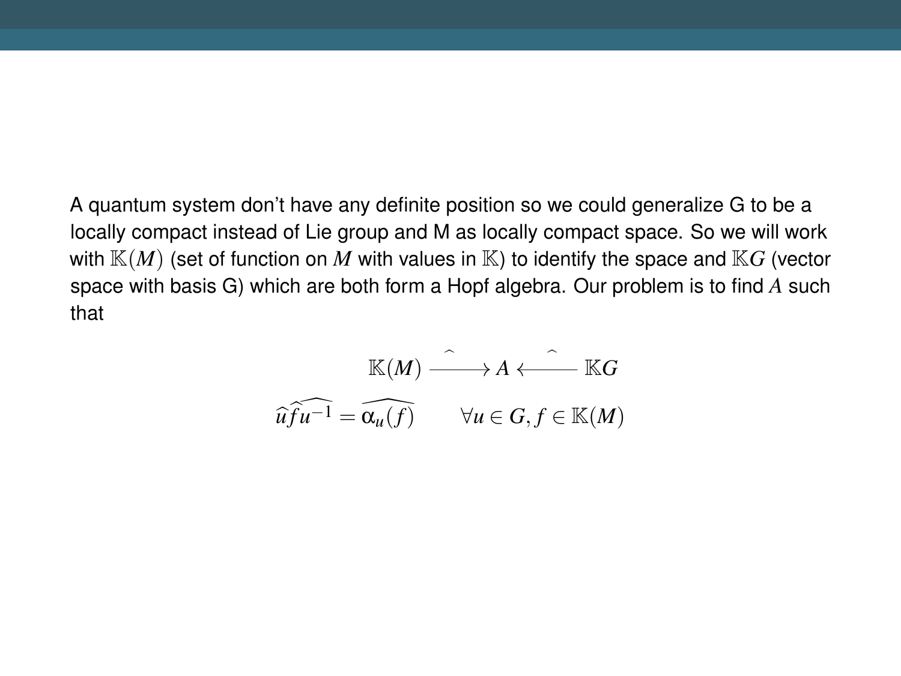A quantum system don't have any definite position so we could generalize G to be a locally compact instead of Lie group and M as locally compact space. So we will work with $\mathbb{K}(M)$ (set of function on $M$ with values in $\mathbb{K}$) to identify the space and $\mathbb{K}G$ (vector space with basis G) which are both form a Hopf algebra. Our problem is to find $A$ such that

$$\mathbb{K}(M) \xrightarrow{\;\widehat{}\;} A \xleftarrow{\;\widehat{}\;} \mathbb{K}G$$

$$\widehat{u}\widehat{f}\widehat{u^{-1}} = \widehat{\alpha_u(f)} \qquad \forall u \in G, f \in \mathbb{K}(M)$$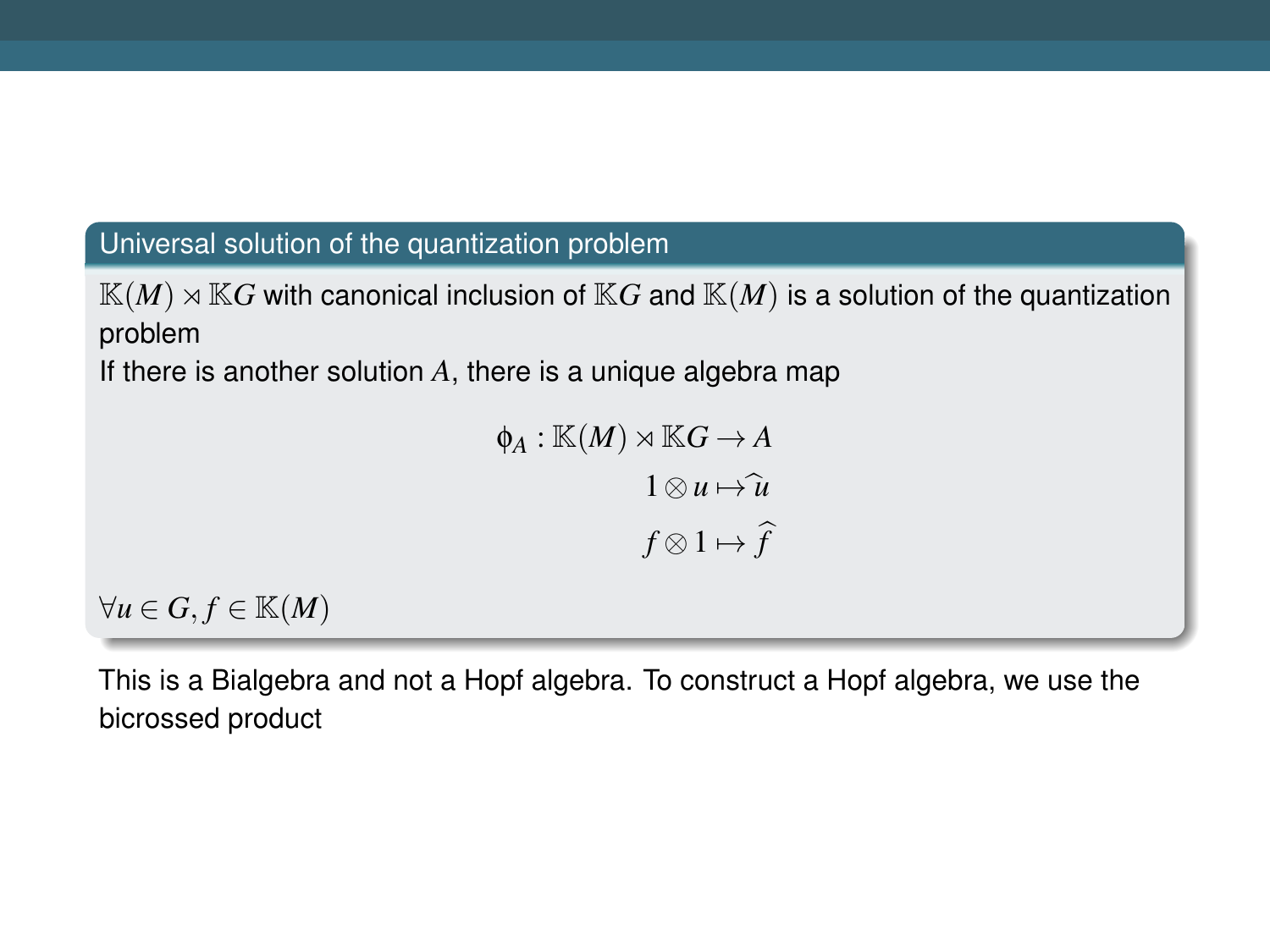### Universal solution of the quantization problem

$\mathbb{K}(M) \rtimes \mathbb{K}G$ with canonical inclusion of $\mathbb{K}G$ and $\mathbb{K}(M)$ is a solution of the quantization problem

If there is another solution $A$, there is a unique algebra map

$$
\begin{aligned}
\phi_A : \mathbb{K}(M) \rtimes \mathbb{K}G &\to A \\
1 \otimes u &\mapsto \widehat{u} \\
f \otimes 1 &\mapsto \widehat{f}
\end{aligned}
$$

$\forall u \in G, f \in \mathbb{K}(M)$

This is a Bialgebra and not a Hopf algebra. To construct a Hopf algebra, we use the bicrossed product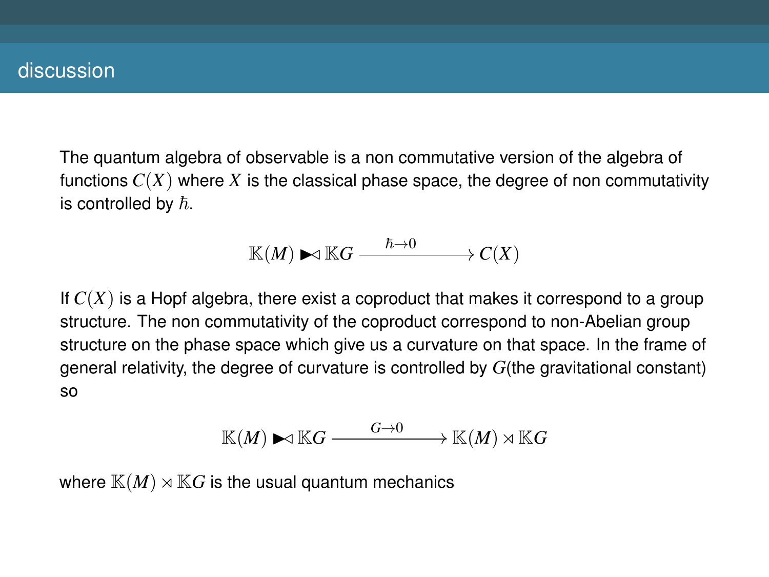## discussion

The quantum algebra of observable is a non commutative version of the algebra of functions $C(X)$ where $X$ is the classical phase space, the degree of non commutativity is controlled by $\hbar$.

$$\mathbb{K}(M) \blacktriangleright\!\!\triangleleft \mathbb{K}G \xrightarrow{\hbar \to 0} C(X)$$

If $C(X)$ is a Hopf algebra, there exist a coproduct that makes it correspond to a group structure. The non commutativity of the coproduct correspond to non-Abelian group structure on the phase space which give us a curvature on that space. In the frame of general relativity, the degree of curvature is controlled by $G$(the gravitational constant) so

$$\mathbb{K}(M) \blacktriangleright\!\!\triangleleft \mathbb{K}G \xrightarrow{G \to 0} \mathbb{K}(M) \rtimes \mathbb{K}G$$

where $\mathbb{K}(M) \rtimes \mathbb{K}G$ is the usual quantum mechanics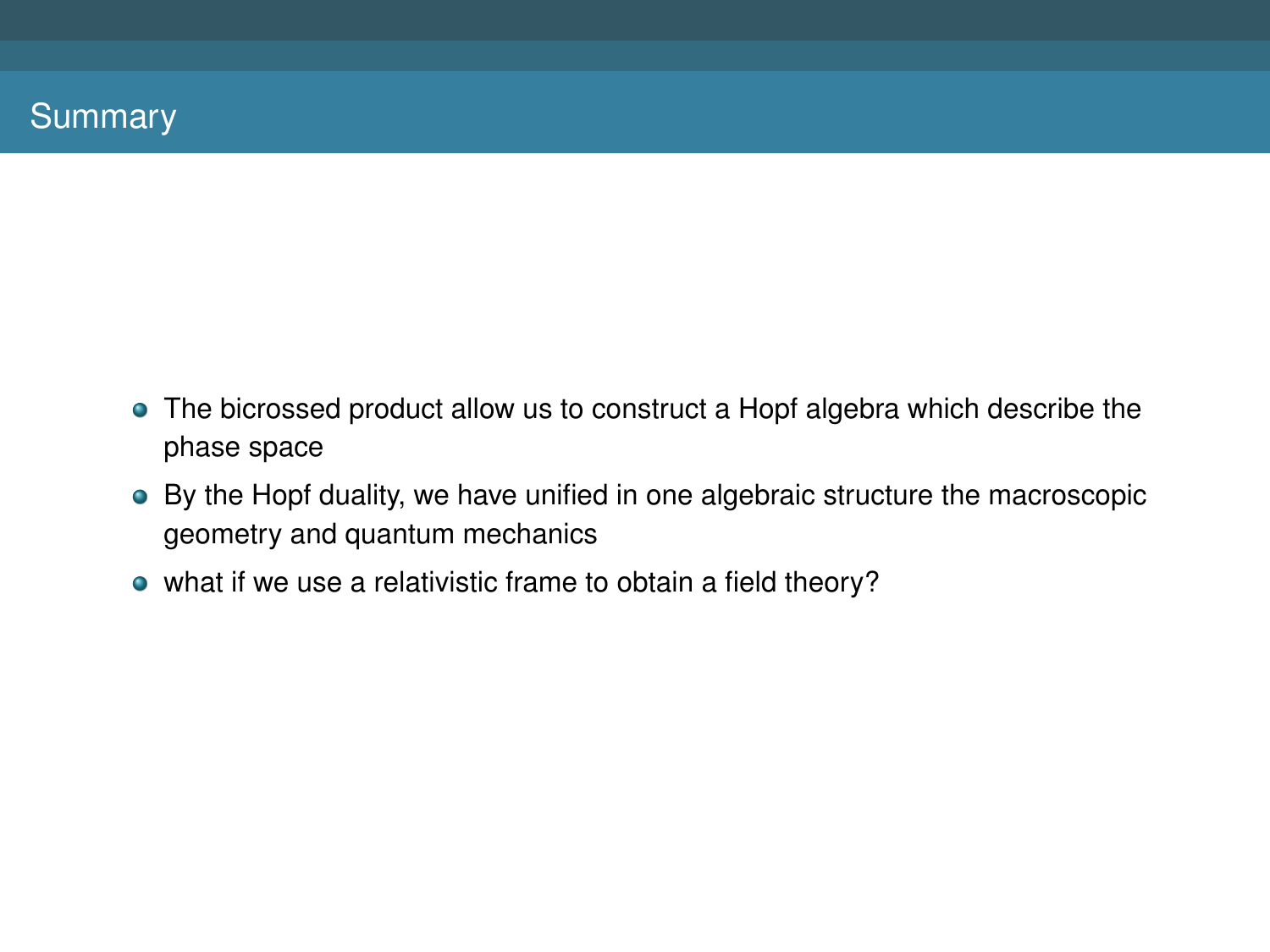# Summary

- The bicrossed product allow us to construct a Hopf algebra which describe the phase space
- By the Hopf duality, we have unified in one algebraic structure the macroscopic geometry and quantum mechanics
- what if we use a relativistic frame to obtain a field theory?